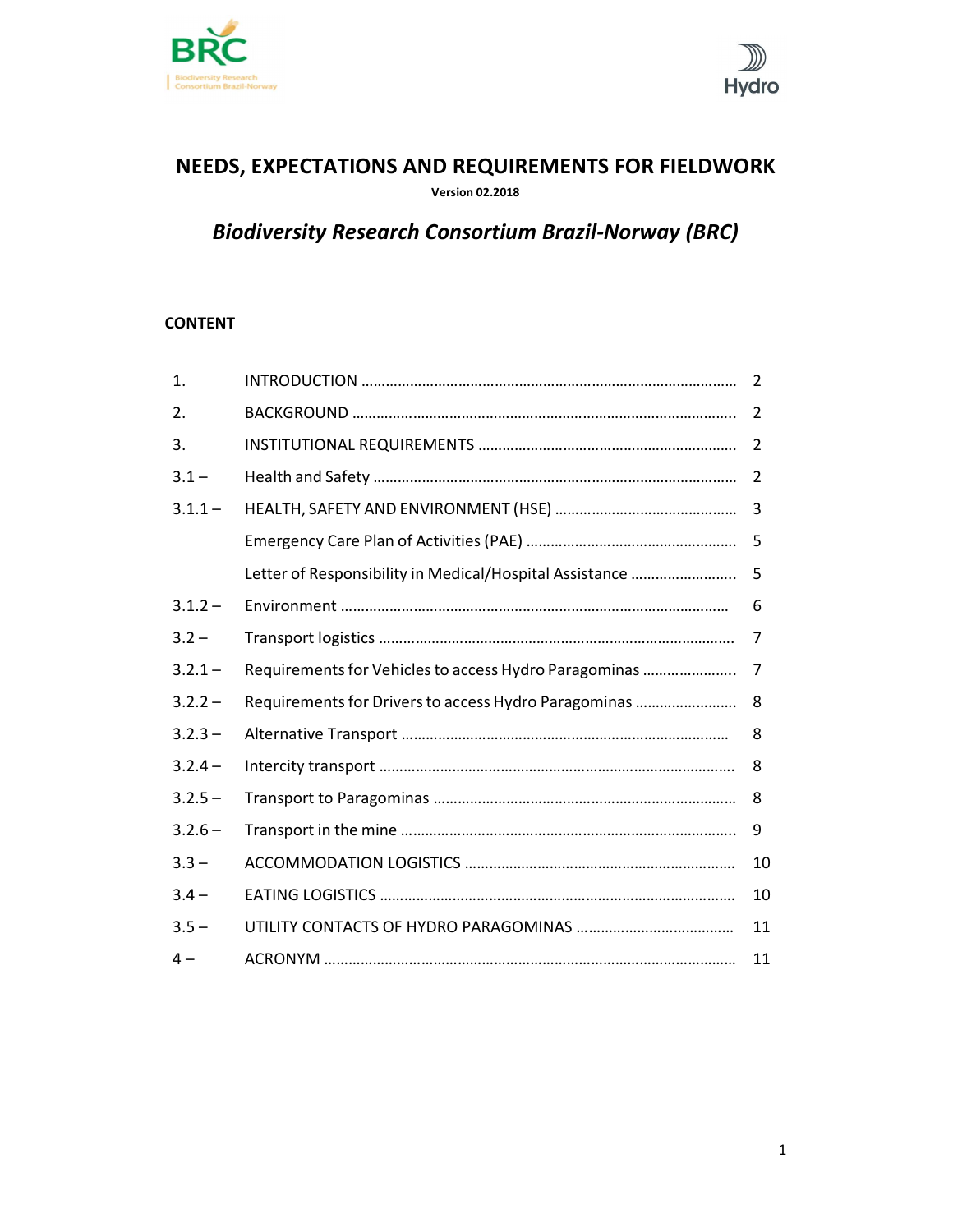# NEEDS, EXPECTATIONS AND REQUIREMENTS FOR FIELDWORK

**Version 02.2018**

## *Biodiversity Research Consortium Brazil-Norway (BRC)*

**CONTENT**

| | | |
|---|---|---|
| 1. | INTRODUCTION | 2 |
| 2. | BACKGROUND | 2 |
| 3. | INSTITUTIONAL REQUIREMENTS | 2 |
| 3.1 – | Health and Safety | 2 |
| 3.1.1 – | HEALTH, SAFETY AND ENVIRONMENT (HSE) | 3 |
| | Emergency Care Plan of Activities (PAE) | 5 |
| | Letter of Responsibility in Medical/Hospital Assistance | 5 |
| 3.1.2 – | Environment | 6 |
| 3.2 – | Transport logistics | 7 |
| 3.2.1 – | Requirements for Vehicles to access Hydro Paragominas | 7 |
| 3.2.2 – | Requirements for Drivers to access Hydro Paragominas | 8 |
| 3.2.3 – | Alternative Transport | 8 |
| 3.2.4 – | Intercity transport | 8 |
| 3.2.5 – | Transport to Paragominas | 8 |
| 3.2.6 – | Transport in the mine | 9 |
| 3.3 – | ACCOMMODATION LOGISTICS | 10 |
| 3.4 – | EATING LOGISTICS | 10 |
| 3.5 – | UTILITY CONTACTS OF HYDRO PARAGOMINAS | 11 |
| 4 – | ACRONYM | 11 |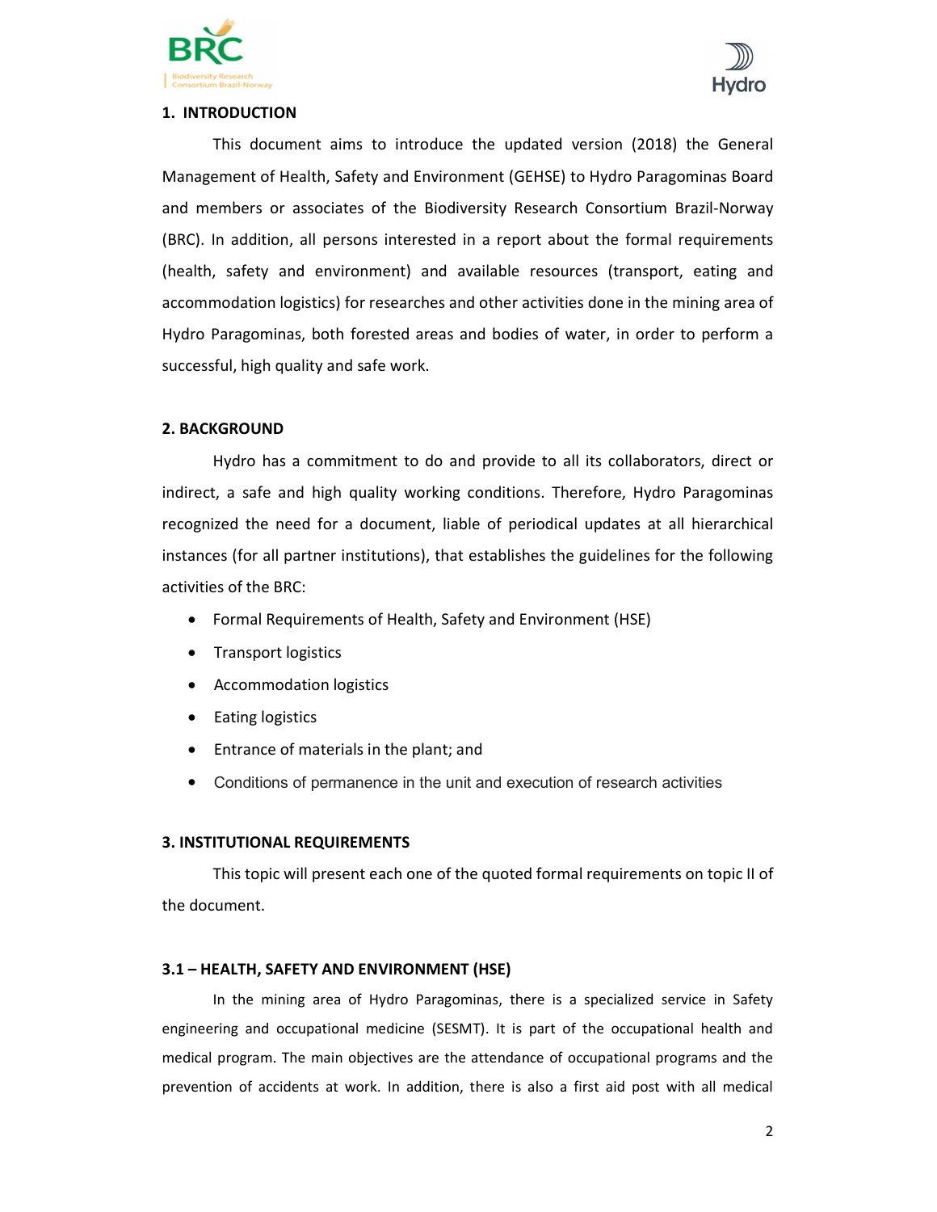## 1. INTRODUCTION

This document aims to introduce the updated version (2018) the General Management of Health, Safety and Environment (GEHSE) to Hydro Paragominas Board and members or associates of the Biodiversity Research Consortium Brazil-Norway (BRC). In addition, all persons interested in a report about the formal requirements (health, safety and environment) and available resources (transport, eating and accommodation logistics) for researches and other activities done in the mining area of Hydro Paragominas, both forested areas and bodies of water, in order to perform a successful, high quality and safe work.

## 2. BACKGROUND

Hydro has a commitment to do and provide to all its collaborators, direct or indirect, a safe and high quality working conditions. Therefore, Hydro Paragominas recognized the need for a document, liable of periodical updates at all hierarchical instances (for all partner institutions), that establishes the guidelines for the following activities of the BRC:

- Formal Requirements of Health, Safety and Environment (HSE)
- Transport logistics
- Accommodation logistics
- Eating logistics
- Entrance of materials in the plant; and
- Conditions of permanence in the unit and execution of research activities

## 3. INSTITUTIONAL REQUIREMENTS

This topic will present each one of the quoted formal requirements on topic II of the document.

### 3.1 – HEALTH, SAFETY AND ENVIRONMENT (HSE)

In the mining area of Hydro Paragominas, there is a specialized service in Safety engineering and occupational medicine (SESMT). It is part of the occupational health and medical program. The main objectives are the attendance of occupational programs and the prevention of accidents at work. In addition, there is also a first aid post with all medical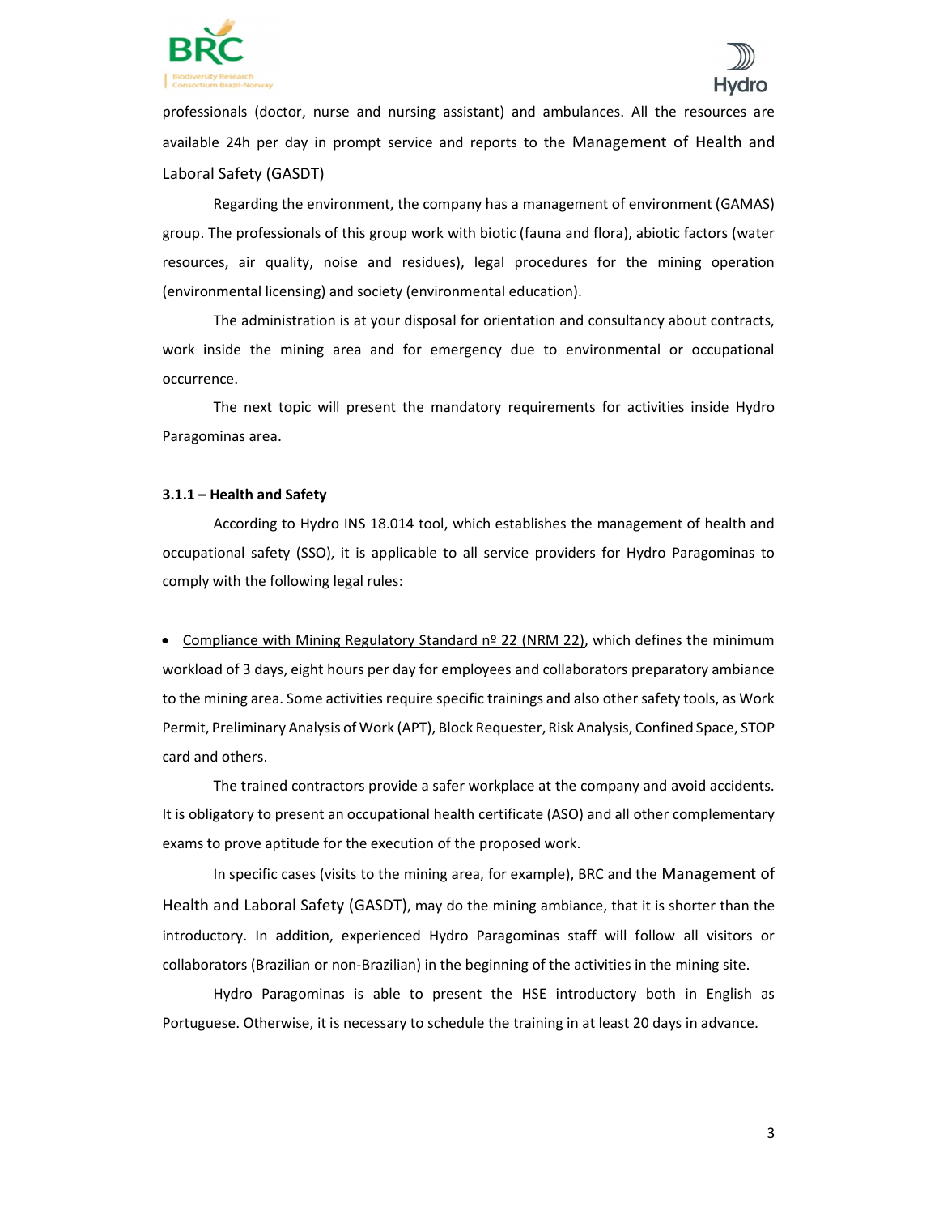professionals (doctor, nurse and nursing assistant) and ambulances. All the resources are available 24h per day in prompt service and reports to the Management of Health and Laboral Safety (GASDT)

Regarding the environment, the company has a management of environment (GAMAS) group. The professionals of this group work with biotic (fauna and flora), abiotic factors (water resources, air quality, noise and residues), legal procedures for the mining operation (environmental licensing) and society (environmental education).

The administration is at your disposal for orientation and consultancy about contracts, work inside the mining area and for emergency due to environmental or occupational occurrence.

The next topic will present the mandatory requirements for activities inside Hydro Paragominas area.

### 3.1.1 – Health and Safety

According to Hydro INS 18.014 tool, which establishes the management of health and occupational safety (SSO), it is applicable to all service providers for Hydro Paragominas to comply with the following legal rules:

- Compliance with Mining Regulatory Standard nº 22 (NRM 22), which defines the minimum workload of 3 days, eight hours per day for employees and collaborators preparatory ambiance to the mining area. Some activities require specific trainings and also other safety tools, as Work Permit, Preliminary Analysis of Work (APT), Block Requester, Risk Analysis, Confined Space, STOP card and others.

The trained contractors provide a safer workplace at the company and avoid accidents. It is obligatory to present an occupational health certificate (ASO) and all other complementary exams to prove aptitude for the execution of the proposed work.

In specific cases (visits to the mining area, for example), BRC and the Management of Health and Laboral Safety (GASDT), may do the mining ambiance, that it is shorter than the introductory. In addition, experienced Hydro Paragominas staff will follow all visitors or collaborators (Brazilian or non-Brazilian) in the beginning of the activities in the mining site.

Hydro Paragominas is able to present the HSE introductory both in English as Portuguese. Otherwise, it is necessary to schedule the training in at least 20 days in advance.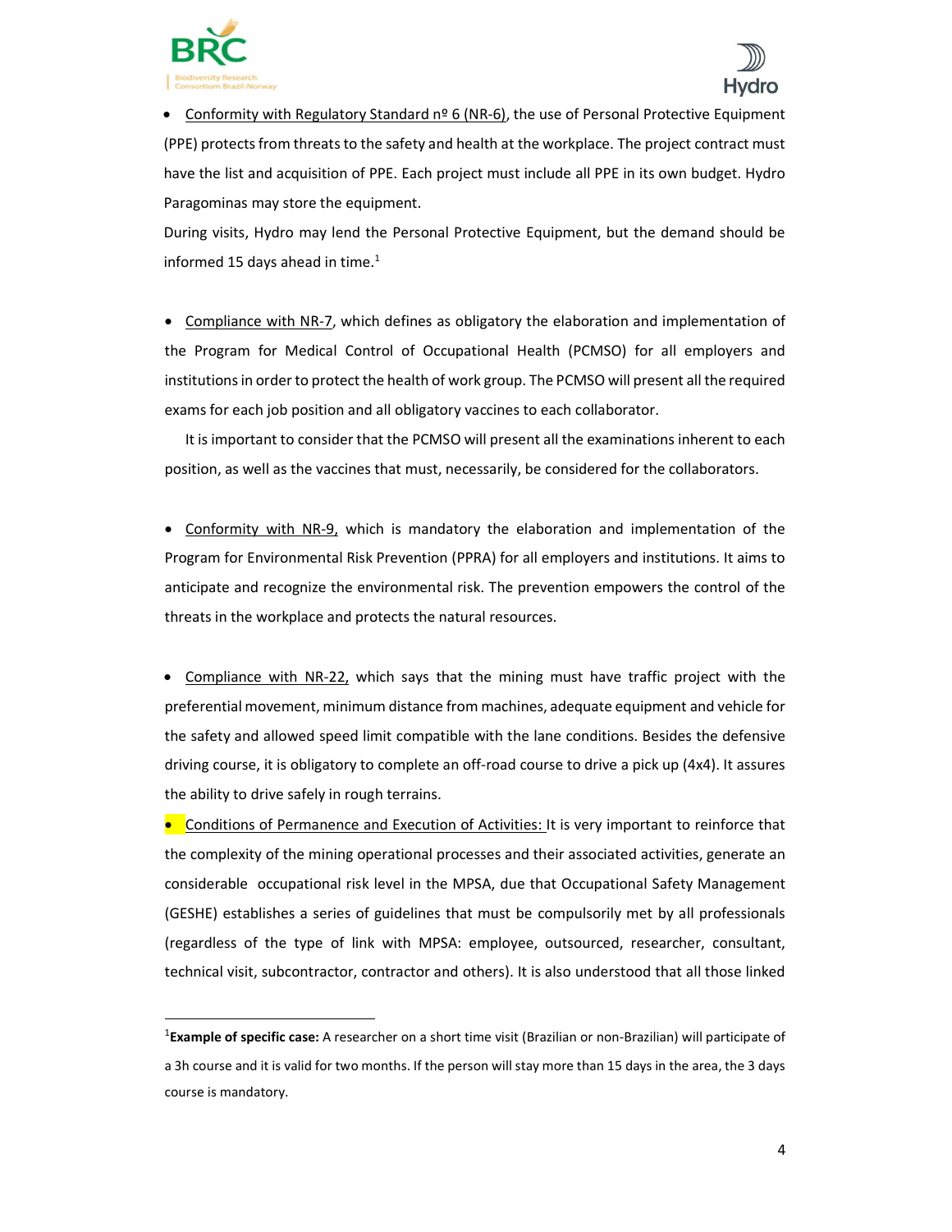- <u>Conformity with Regulatory Standard nº 6 (NR-6)</u>, the use of Personal Protective Equipment (PPE) protects from threats to the safety and health at the workplace. The project contract must have the list and acquisition of PPE. Each project must include all PPE in its own budget. Hydro Paragominas may store the equipment.

  During visits, Hydro may lend the Personal Protective Equipment, but the demand should be informed 15 days ahead in time.[1]

- <u>Compliance with NR-7</u>, which defines as obligatory the elaboration and implementation of the Program for Medical Control of Occupational Health (PCMSO) for all employers and institutions in order to protect the health of work group. The PCMSO will present all the required exams for each job position and all obligatory vaccines to each collaborator.

  It is important to consider that the PCMSO will present all the examinations inherent to each position, as well as the vaccines that must, necessarily, be considered for the collaborators.

- <u>Conformity with NR-9,</u> which is mandatory the elaboration and implementation of the Program for Environmental Risk Prevention (PPRA) for all employers and institutions. It aims to anticipate and recognize the environmental risk. The prevention empowers the control of the threats in the workplace and protects the natural resources.

- <u>Compliance with NR-22,</u> which says that the mining must have traffic project with the preferential movement, minimum distance from machines, adequate equipment and vehicle for the safety and allowed speed limit compatible with the lane conditions. Besides the defensive driving course, it is obligatory to complete an off-road course to drive a pick up (4x4). It assures the ability to drive safely in rough terrains.

- <u>Conditions of Permanence and Execution of Activities:</u> It is very important to reinforce that the complexity of the mining operational processes and their associated activities, generate an considerable occupational risk level in the MPSA, due that Occupational Safety Management (GESHE) establishes a series of guidelines that must be compulsorily met by all professionals (regardless of the type of link with MPSA: employee, outsourced, researcher, consultant, technical visit, subcontractor, contractor and others). It is also understood that all those linked

---

[1] **Example of specific case:** A researcher on a short time visit (Brazilian or non-Brazilian) will participate of a 3h course and it is valid for two months. If the person will stay more than 15 days in the area, the 3 days course is mandatory.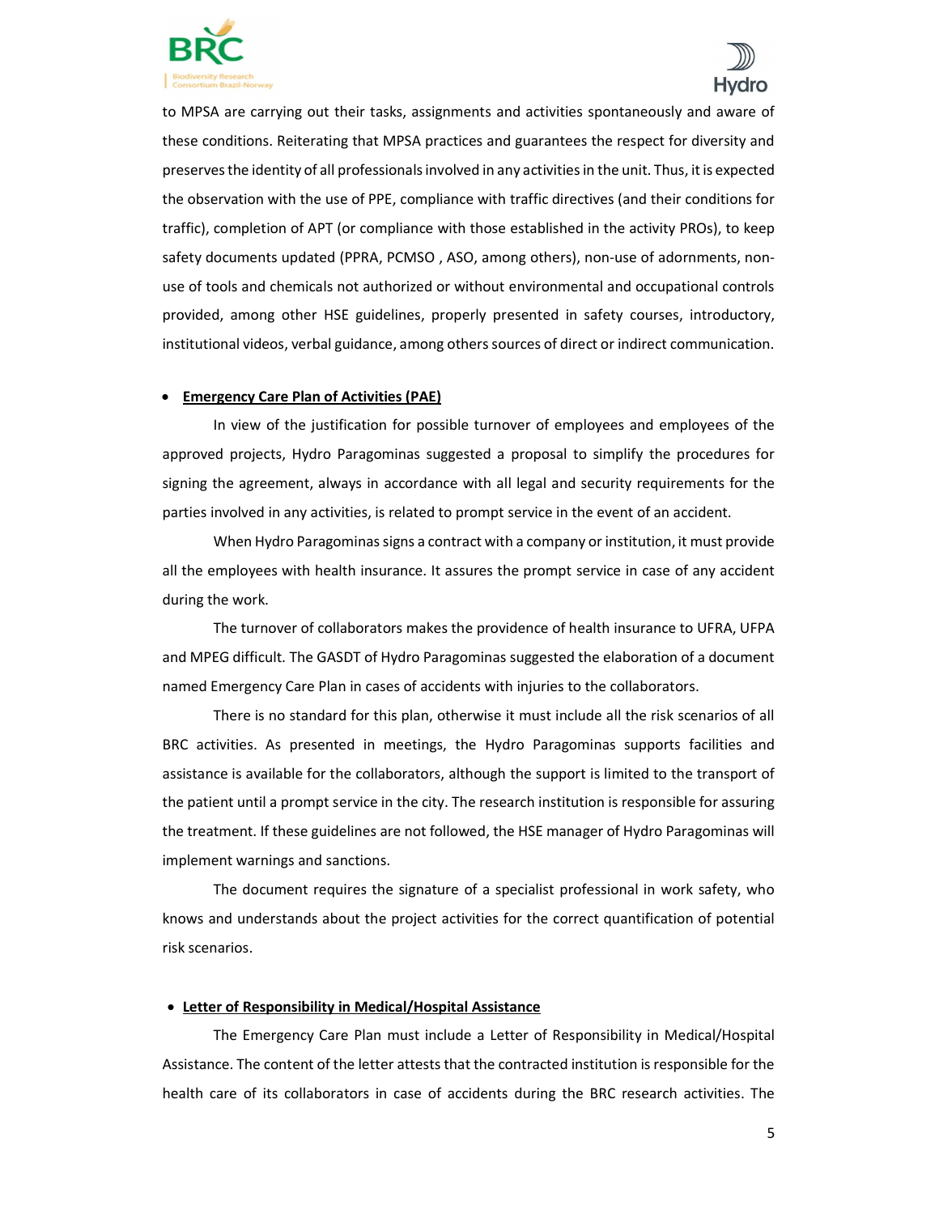to MPSA are carrying out their tasks, assignments and activities spontaneously and aware of these conditions. Reiterating that MPSA practices and guarantees the respect for diversity and preserves the identity of all professionals involved in any activities in the unit. Thus, it is expected the observation with the use of PPE, compliance with traffic directives (and their conditions for traffic), completion of APT (or compliance with those established in the activity PROs), to keep safety documents updated (PPRA, PCMSO , ASO, among others), non-use of adornments, non-use of tools and chemicals not authorized or without environmental and occupational controls provided, among other HSE guidelines, properly presented in safety courses, introductory, institutional videos, verbal guidance, among others sources of direct or indirect communication.

- **Emergency Care Plan of Activities (PAE)**

In view of the justification for possible turnover of employees and employees of the approved projects, Hydro Paragominas suggested a proposal to simplify the procedures for signing the agreement, always in accordance with all legal and security requirements for the parties involved in any activities, is related to prompt service in the event of an accident.

When Hydro Paragominas signs a contract with a company or institution, it must provide all the employees with health insurance. It assures the prompt service in case of any accident during the work.

The turnover of collaborators makes the providence of health insurance to UFRA, UFPA and MPEG difficult. The GASDT of Hydro Paragominas suggested the elaboration of a document named Emergency Care Plan in cases of accidents with injuries to the collaborators.

There is no standard for this plan, otherwise it must include all the risk scenarios of all BRC activities. As presented in meetings, the Hydro Paragominas supports facilities and assistance is available for the collaborators, although the support is limited to the transport of the patient until a prompt service in the city. The research institution is responsible for assuring the treatment. If these guidelines are not followed, the HSE manager of Hydro Paragominas will implement warnings and sanctions.

The document requires the signature of a specialist professional in work safety, who knows and understands about the project activities for the correct quantification of potential risk scenarios.

- **Letter of Responsibility in Medical/Hospital Assistance**

The Emergency Care Plan must include a Letter of Responsibility in Medical/Hospital Assistance. The content of the letter attests that the contracted institution is responsible for the health care of its collaborators in case of accidents during the BRC research activities. The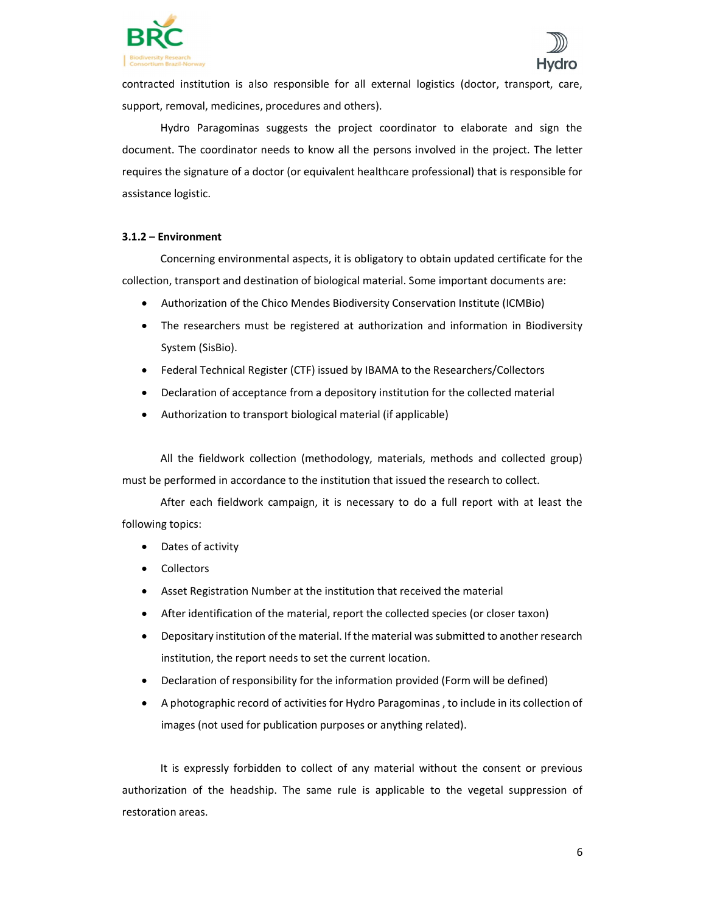contracted institution is also responsible for all external logistics (doctor, transport, care, support, removal, medicines, procedures and others).

Hydro Paragominas suggests the project coordinator to elaborate and sign the document. The coordinator needs to know all the persons involved in the project. The letter requires the signature of a doctor (or equivalent healthcare professional) that is responsible for assistance logistic.

### 3.1.2 – Environment

Concerning environmental aspects, it is obligatory to obtain updated certificate for the collection, transport and destination of biological material. Some important documents are:

- Authorization of the Chico Mendes Biodiversity Conservation Institute (ICMBio)
- The researchers must be registered at authorization and information in Biodiversity System (SisBio).
- Federal Technical Register (CTF) issued by IBAMA to the Researchers/Collectors
- Declaration of acceptance from a depository institution for the collected material
- Authorization to transport biological material (if applicable)

All the fieldwork collection (methodology, materials, methods and collected group) must be performed in accordance to the institution that issued the research to collect.

After each fieldwork campaign, it is necessary to do a full report with at least the following topics:

- Dates of activity
- Collectors
- Asset Registration Number at the institution that received the material
- After identification of the material, report the collected species (or closer taxon)
- Depositary institution of the material. If the material was submitted to another research institution, the report needs to set the current location.
- Declaration of responsibility for the information provided (Form will be defined)
- A photographic record of activities for Hydro Paragominas , to include in its collection of images (not used for publication purposes or anything related).

It is expressly forbidden to collect of any material without the consent or previous authorization of the headship. The same rule is applicable to the vegetal suppression of restoration areas.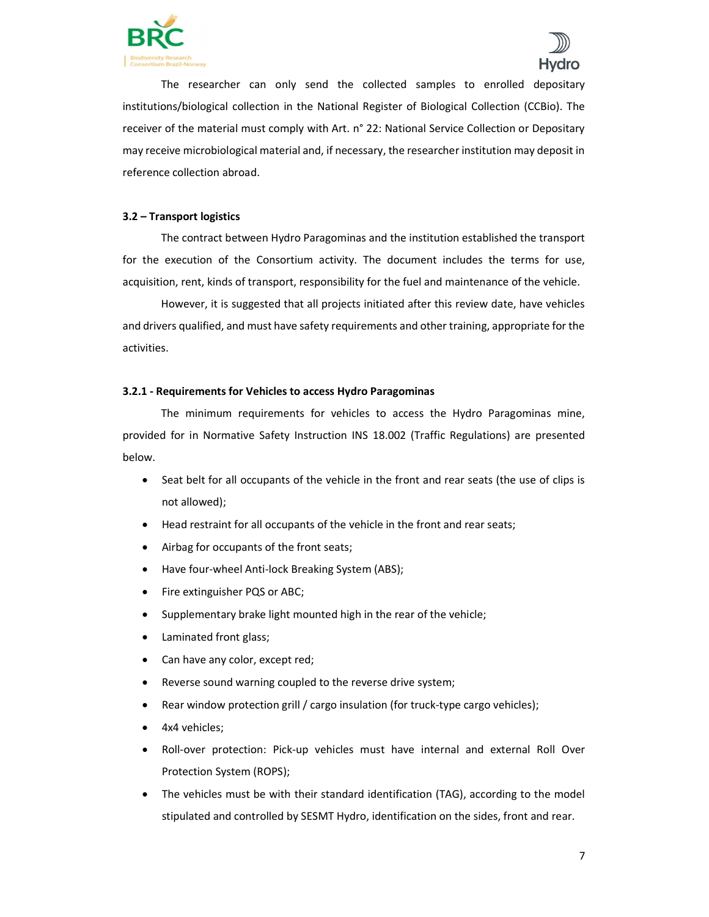The researcher can only send the collected samples to enrolled depositary institutions/biological collection in the National Register of Biological Collection (CCBio). The receiver of the material must comply with Art. n° 22: National Service Collection or Depositary may receive microbiological material and, if necessary, the researcher institution may deposit in reference collection abroad.

### 3.2 – Transport logistics

The contract between Hydro Paragominas and the institution established the transport for the execution of the Consortium activity. The document includes the terms for use, acquisition, rent, kinds of transport, responsibility for the fuel and maintenance of the vehicle.

However, it is suggested that all projects initiated after this review date, have vehicles and drivers qualified, and must have safety requirements and other training, appropriate for the activities.

#### 3.2.1 - Requirements for Vehicles to access Hydro Paragominas

The minimum requirements for vehicles to access the Hydro Paragominas mine, provided for in Normative Safety Instruction INS 18.002 (Traffic Regulations) are presented below.

- Seat belt for all occupants of the vehicle in the front and rear seats (the use of clips is not allowed);
- Head restraint for all occupants of the vehicle in the front and rear seats;
- Airbag for occupants of the front seats;
- Have four-wheel Anti-lock Breaking System (ABS);
- Fire extinguisher PQS or ABC;
- Supplementary brake light mounted high in the rear of the vehicle;
- Laminated front glass;
- Can have any color, except red;
- Reverse sound warning coupled to the reverse drive system;
- Rear window protection grill / cargo insulation (for truck-type cargo vehicles);
- 4x4 vehicles;
- Roll-over protection: Pick-up vehicles must have internal and external Roll Over Protection System (ROPS);
- The vehicles must be with their standard identification (TAG), according to the model stipulated and controlled by SESMT Hydro, identification on the sides, front and rear.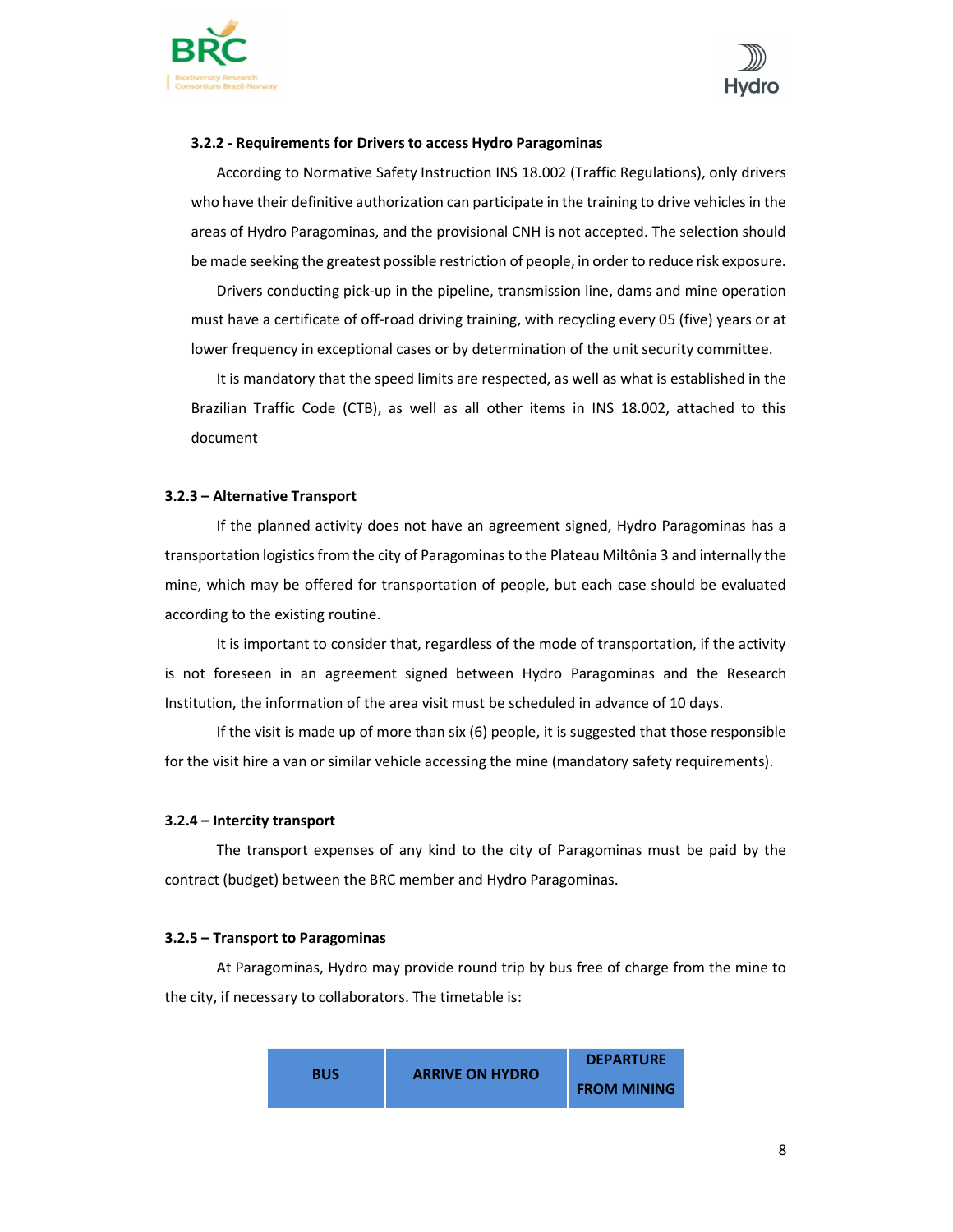#### 3.2.2 - Requirements for Drivers to access Hydro Paragominas

According to Normative Safety Instruction INS 18.002 (Traffic Regulations), only drivers who have their definitive authorization can participate in the training to drive vehicles in the areas of Hydro Paragominas, and the provisional CNH is not accepted. The selection should be made seeking the greatest possible restriction of people, in order to reduce risk exposure.

Drivers conducting pick-up in the pipeline, transmission line, dams and mine operation must have a certificate of off-road driving training, with recycling every 05 (five) years or at lower frequency in exceptional cases or by determination of the unit security committee.

It is mandatory that the speed limits are respected, as well as what is established in the Brazilian Traffic Code (CTB), as well as all other items in INS 18.002, attached to this document

#### 3.2.3 – Alternative Transport

If the planned activity does not have an agreement signed, Hydro Paragominas has a transportation logistics from the city of Paragominas to the Plateau Miltônia 3 and internally the mine, which may be offered for transportation of people, but each case should be evaluated according to the existing routine.

It is important to consider that, regardless of the mode of transportation, if the activity is not foreseen in an agreement signed between Hydro Paragominas and the Research Institution, the information of the area visit must be scheduled in advance of 10 days.

If the visit is made up of more than six (6) people, it is suggested that those responsible for the visit hire a van or similar vehicle accessing the mine (mandatory safety requirements).

#### 3.2.4 – Intercity transport

The transport expenses of any kind to the city of Paragominas must be paid by the contract (budget) between the BRC member and Hydro Paragominas.

#### 3.2.5 – Transport to Paragominas

At Paragominas, Hydro may provide round trip by bus free of charge from the mine to the city, if necessary to collaborators. The timetable is:

| BUS | ARRIVE ON HYDRO | DEPARTURE FROM MINING |
|---|---|---|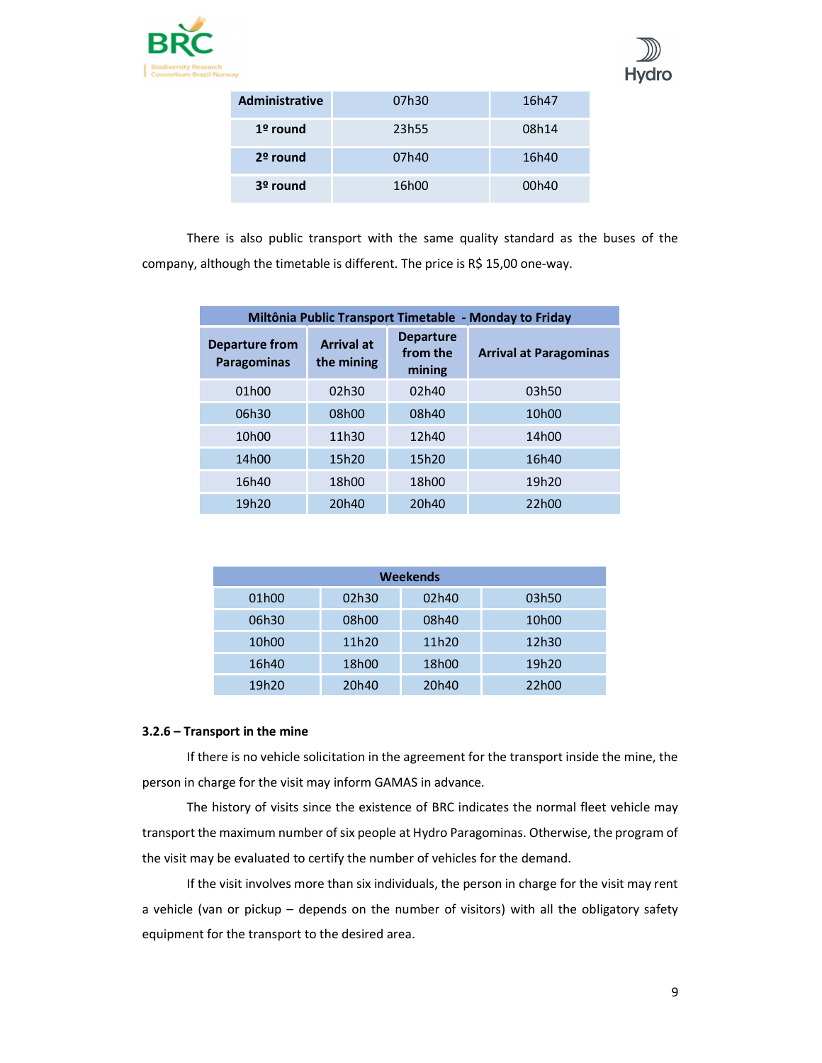| Administrative | 07h30 | 16h47 |
|---|---|---|
| 1º round | 23h55 | 08h14 |
| 2º round | 07h40 | 16h40 |
| 3º round | 16h00 | 00h40 |

There is also public transport with the same quality standard as the buses of the company, although the timetable is different. The price is R$ 15,00 one-way.

| Miltônia Public Transport Timetable - Monday to Friday | | | |
|---|---|---|---|
| Departure from Paragominas | Arrival at the mining | Departure from the mining | Arrival at Paragominas |
| 01h00 | 02h30 | 02h40 | 03h50 |
| 06h30 | 08h00 | 08h40 | 10h00 |
| 10h00 | 11h30 | 12h40 | 14h00 |
| 14h00 | 15h20 | 15h20 | 16h40 |
| 16h40 | 18h00 | 18h00 | 19h20 |
| 19h20 | 20h40 | 20h40 | 22h00 |

| Weekends | | | |
|---|---|---|---|
| 01h00 | 02h30 | 02h40 | 03h50 |
| 06h30 | 08h00 | 08h40 | 10h00 |
| 10h00 | 11h20 | 11h20 | 12h30 |
| 16h40 | 18h00 | 18h00 | 19h20 |
| 19h20 | 20h40 | 20h40 | 22h00 |

**3.2.6 – Transport in the mine**

If there is no vehicle solicitation in the agreement for the transport inside the mine, the person in charge for the visit may inform GAMAS in advance.

The history of visits since the existence of BRC indicates the normal fleet vehicle may transport the maximum number of six people at Hydro Paragominas. Otherwise, the program of the visit may be evaluated to certify the number of vehicles for the demand.

If the visit involves more than six individuals, the person in charge for the visit may rent a vehicle (van or pickup – depends on the number of visitors) with all the obligatory safety equipment for the transport to the desired area.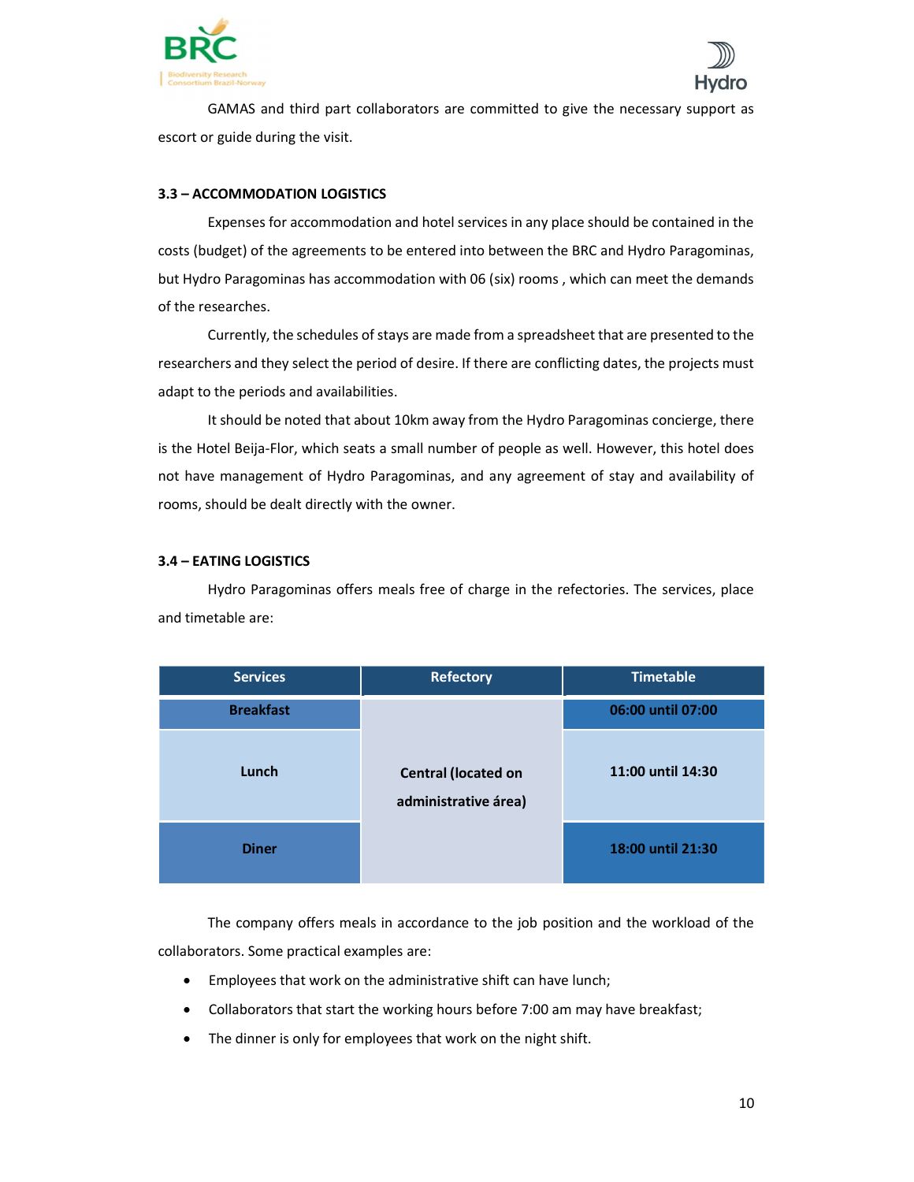GAMAS and third part collaborators are committed to give the necessary support as escort or guide during the visit.

### 3.3 – ACCOMMODATION LOGISTICS

Expenses for accommodation and hotel services in any place should be contained in the costs (budget) of the agreements to be entered into between the BRC and Hydro Paragominas, but Hydro Paragominas has accommodation with 06 (six) rooms , which can meet the demands of the researches.

Currently, the schedules of stays are made from a spreadsheet that are presented to the researchers and they select the period of desire. If there are conflicting dates, the projects must adapt to the periods and availabilities.

It should be noted that about 10km away from the Hydro Paragominas concierge, there is the Hotel Beija-Flor, which seats a small number of people as well. However, this hotel does not have management of Hydro Paragominas, and any agreement of stay and availability of rooms, should be dealt directly with the owner.

### 3.4 – EATING LOGISTICS

Hydro Paragominas offers meals free of charge in the refectories. The services, place and timetable are:

| Services | Refectory | Timetable |
|---|---|---|
| **Breakfast** | **Central (located on administrative área)** | **06:00 until 07:00** |
| **Lunch** | | **11:00 until 14:30** |
| **Diner** | | **18:00 until 21:30** |

The company offers meals in accordance to the job position and the workload of the collaborators. Some practical examples are:

- Employees that work on the administrative shift can have lunch;
- Collaborators that start the working hours before 7:00 am may have breakfast;
- The dinner is only for employees that work on the night shift.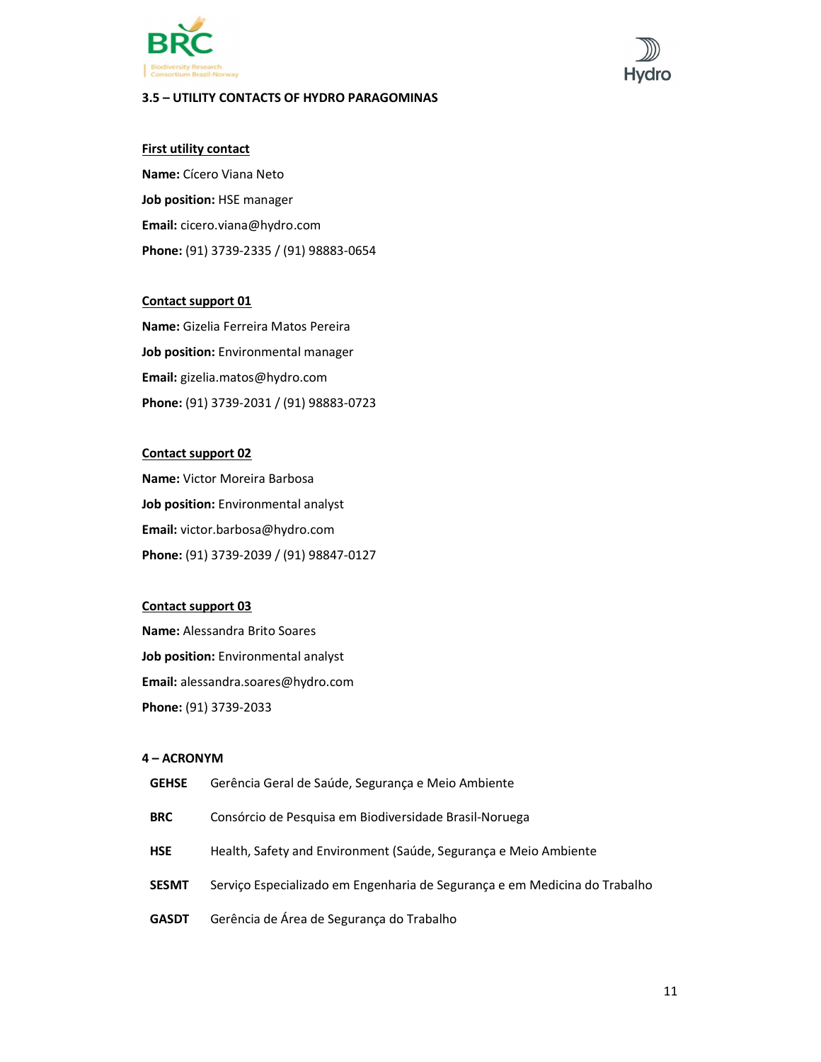## 3.5 – UTILITY CONTACTS OF HYDRO PARAGOMINAS

**First utility contact**

**Name:** Cícero Viana Neto

**Job position:** HSE manager

**Email:** cicero.viana@hydro.com

**Phone:** (91) 3739-2335 / (91) 98883-0654

**Contact support 01**

**Name:** Gizelia Ferreira Matos Pereira

**Job position:** Environmental manager

**Email:** gizelia.matos@hydro.com

**Phone:** (91) 3739-2031 / (91) 98883-0723

**Contact support 02**

**Name:** Victor Moreira Barbosa

**Job position:** Environmental analyst

**Email:** victor.barbosa@hydro.com

**Phone:** (91) 3739-2039 / (91) 98847-0127

**Contact support 03**

**Name:** Alessandra Brito Soares

**Job position:** Environmental analyst

**Email:** alessandra.soares@hydro.com

**Phone:** (91) 3739-2033

## 4 – ACRONYM

| | |
|---|---|
| **GEHSE** | Gerência Geral de Saúde, Segurança e Meio Ambiente |
| **BRC** | Consórcio de Pesquisa em Biodiversidade Brasil-Noruega |
| **HSE** | Health, Safety and Environment (Saúde, Segurança e Meio Ambiente |
| **SESMT** | Serviço Especializado em Engenharia de Segurança e em Medicina do Trabalho |
| **GASDT** | Gerência de Área de Segurança do Trabalho |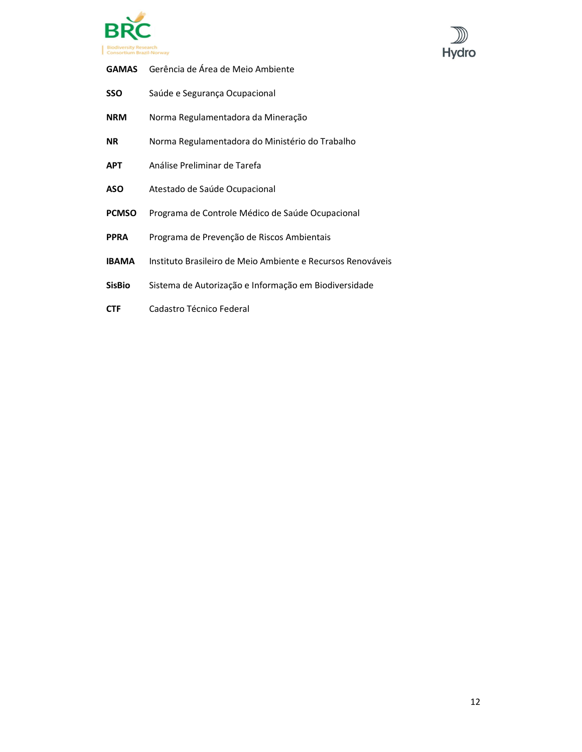| | |
|---|---|
| **GAMAS** | Gerência de Área de Meio Ambiente |
| **SSO** | Saúde e Segurança Ocupacional |
| **NRM** | Norma Regulamentadora da Mineração |
| **NR** | Norma Regulamentadora do Ministério do Trabalho |
| **APT** | Análise Preliminar de Tarefa |
| **ASO** | Atestado de Saúde Ocupacional |
| **PCMSO** | Programa de Controle Médico de Saúde Ocupacional |
| **PPRA** | Programa de Prevenção de Riscos Ambientais |
| **IBAMA** | Instituto Brasileiro de Meio Ambiente e Recursos Renováveis |
| **SisBio** | Sistema de Autorização e Informação em Biodiversidade |
| **CTF** | Cadastro Técnico Federal |